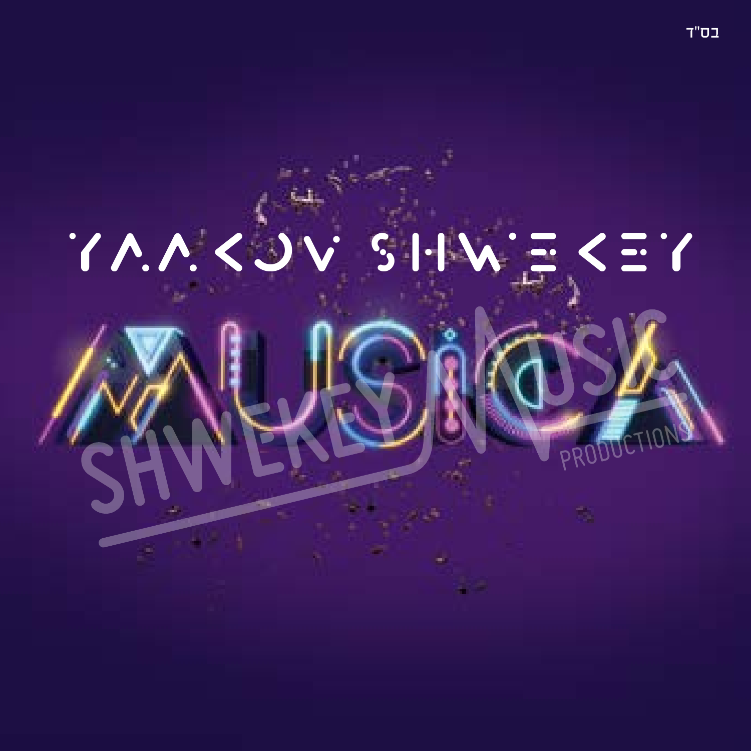בס"ד

# YAAKOV SHWEKEY

# MUSICA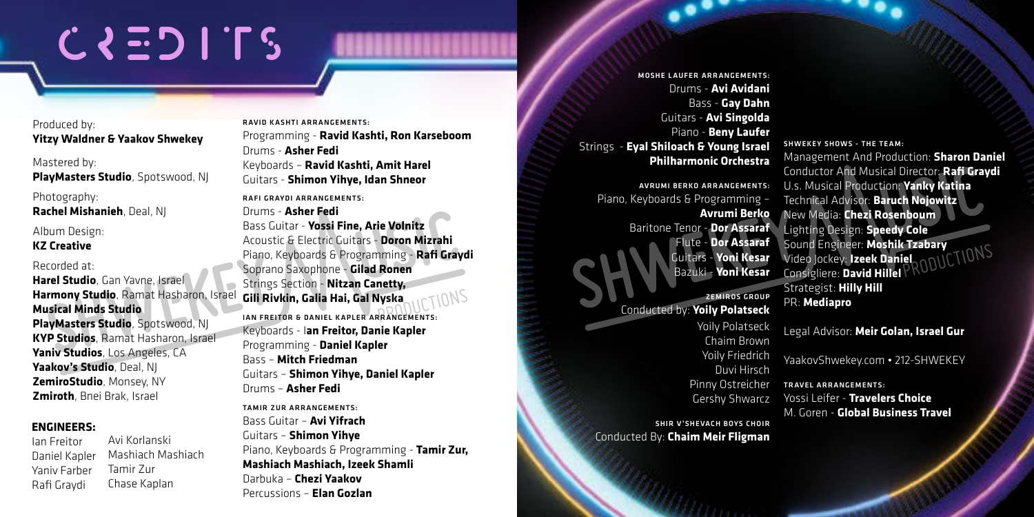# CREDITS

Produced by:
**Yitzy Waldner & Yaakov Shwekey**

Mastered by:
**PlayMasters Studio**, Spotswood, NJ

Photography:
**Rachel Mishanieh**, Deal, NJ

Album Design:
**KZ Creative**

Recorded at:
**Harel Studio**, Gan Yavne, Israel
**Harmony Studio**, Ramat Hasharon, Israel
**Musical Minds Studio**
**PlayMasters Studio**, Spotswood, NJ
**KYP Studios**, Ramat Hasharon, Israel
**Yaniv Studios**, Los Angeles, CA
**Yaakov's Studio**, Deal, NJ
**ZemiroStudio**, Monsey, NY
**Zmiroth**, Bnei Brak, Israel

## ENGINEERS:

Ian Freitor
Daniel Kapler
Yaniv Farber
Rafi Graydi
Avi Korlanski
Mashiach Mashiach
Tamir Zur
Chase Kaplan

### RAVID KASHTI ARRANGEMENTS:

Programming - **Ravid Kashti, Ron Karseboom**
Drums - **Asher Fedi**
Keyboards – **Ravid Kashti, Amit Harel**
Guitars - **Shimon Yihye, Idan Shneor**

### RAFI GRAYDI ARRANGEMENTS:

Drums - **Asher Fedi**
Bass Guitar - **Yossi Fine, Arie Volnitz**
Acoustic & Electric Guitars - **Doron Mizrahi**
Piano, Keyboards & Programming - **Rafi Graydi**
Soprano Saxophone - **Gilad Ronen**
Strings Section - **Nitzan Canetty, Gili Rivkin, Galia Hai, Gal Nyska**

### IAN FREITOR & DANIEL KAPLER ARRANGEMENTS:

Keyboards - I**an Freitor, Danie Kapler**
Programming - **Daniel Kapler**
Bass – **Mitch Friedman**
Guitars – **Shimon Yihye, Daniel Kapler**
Drums – **Asher Fedi**

### TAMIR ZUR ARRANGEMENTS:

Bass Guitar – **Avi Yifrach**
Guitars – **Shimon Yihye**
Piano, Keyboards & Programming - **Tamir Zur, Mashiach Mashiach, Izeek Shamli**
Darbuka – **Chezi Yaakov**
Percussions – **Elan Gozlan**

### MOSHE LAUFER ARRANGEMENTS:

Drums - **Avi Avidani**
Bass - **Gay Dahn**
Guitars - **Avi Singolda**
Piano - **Beny Laufer**
Strings - **Eyal Shiloach & Young Israel Philharmonic Orchestra**

### AVRUMI BERKO ARRANGEMENTS:

Piano, Keyboards & Programming – **Avrumi Berko**
Baritone Tenor - **Dor Assaraf**
Flute - **Dor Assaraf**
Guitars - **Yoni Kesar**
Bazuki - **Yoni Kesar**

### ZEMIROS GROUP

Conducted by: **Yoily Polatseck**
Yoily Polatseck
Chaim Brown
Yoily Friedrich
Duvi Hirsch
Pinny Ostreicher
Gershy Shwarcz

### SHIR V'SHEVACH BOYS CHOIR

Conducted By: **Chaim Meir Fligman**

### SHWEKEY SHOWS - THE TEAM:

Management And Production: **Sharon Daniel**
Conductor And Musical Director: **Rafi Graydi**
U.s. Musical Production: **Yanky Katina**
Technical Advisor: **Baruch Nojowitz**
New Media: **Chezi Rosenboum**
Lighting Design: **Speedy Cole**
Sound Engineer: **Moshik Tzabary**
Video Jockey: **Izeek Daniel**
Consigliere: **David Hillel**
Strategist: **Hilly Hill**
PR: **Mediapro**

Legal Advisor: **Meir Golan, Israel Gur**

YaakovShwekey.com • 212-SHWEKEY

### TRAVEL ARRANGEMENTS:

Yossi Leifer - **Travelers Choice**
M. Goren - **Global Business Travel**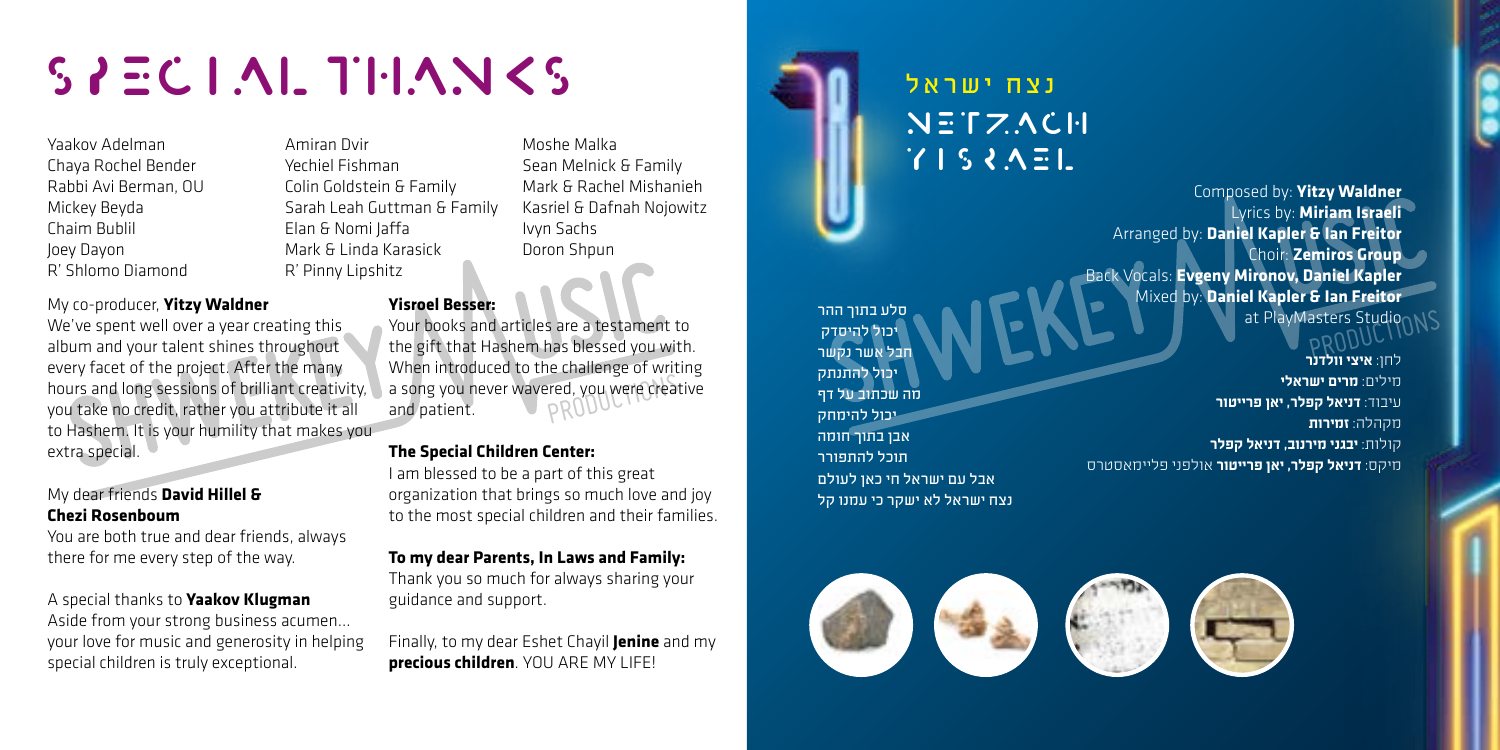# SPECIAL THANKS

Yaakov Adelman
Chaya Rochel Bender
Rabbi Avi Berman, OU
Mickey Beyda
Chaim Bublil
Joey Dayon
R' Shlomo Diamond

Amiran Dvir
Yechiel Fishman
Colin Goldstein & Family
Sarah Leah Guttman & Family
Elan & Nomi Jaffa
Mark & Linda Karasick
R' Pinny Lipshitz

Moshe Malka
Sean Melnick & Family
Mark & Rachel Mishanieh
Kasriel & Dafnah Nojowitz
Ivyn Sachs
Doron Shpun

My co-producer, **Yitzy Waldner**
We've spent well over a year creating this album and your talent shines throughout every facet of the project. After the many hours and long sessions of brilliant creativity, you take no credit, rather you attribute it all to Hashem. It is your humility that makes you extra special.

My dear friends **David Hillel & Chezi Rosenboum**
You are both true and dear friends, always there for me every step of the way.

A special thanks to **Yaakov Klugman**
Aside from your strong business acumen... your love for music and generosity in helping special children is truly exceptional.

**Yisroel Besser:**
Your books and articles are a testament to the gift that Hashem has blessed you with. When introduced to the challenge of writing a song you never wavered, you were creative and patient.

**The Special Children Center:**
I am blessed to be a part of this great organization that brings so much love and joy to the most special children and their families.

**To my dear Parents, In Laws and Family:**
Thank you so much for always sharing your guidance and support.

Finally, to my dear Eshet Chayil **Jenine** and my **precious children**. YOU ARE MY LIFE!

# נצח ישראל
# NETZACH YISRAEL

Composed by: **Yitzy Waldner**
Lyrics by: **Miriam Israeli**
Arranged by: **Daniel Kapler & Ian Freitor**
Choir: **Zemiros Group**
Back Vocals: **Evgeny Mironov, Daniel Kapler**
Mixed by: **Daniel Kapler & Ian Freitor** at PlayMasters Studio

לחן: **איצי וולדנר**
מילים: **מרים ישראלי**
עיבוד: **דניאל קפלר, יאן פרייטור**
מקהלה: **זמירות**
קולות: **יבגני מירנוב, דניאל קפלר**
מיקס: **דניאל קפלר, יאן פרייטור** אולפני פליימאסטרס

סלע בתוך ההר
יכול להיסדק
חבל אשר נקשר
יכול להתנתק
מה שכתוב על דף
יכול להימחק
אבן בתוך חומה
תוכל להתפורר
אבל עם ישראל חי כאן לעולם
נצח ישראל לא ישקר כי עמנו קל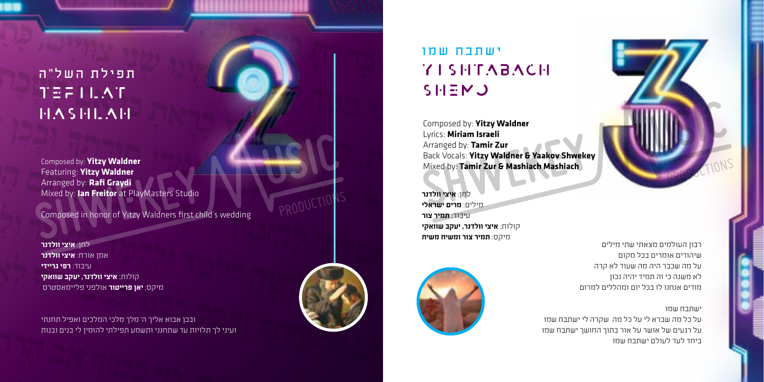# תפילת השל"ה
# TEFILAT HASHLAH

Composed by: **Yitzy Waldner**
Featuring: **Yitzy Waldner**
Arranged by: **Rafi Graydi**
Mixed by: **Ian Freitor** at PlayMasters Studio

Composed in honor of Yitzy Waldners first child's wedding

לחן: **איצי וולדנר**
אמן אורח: **איצי וולדנר**
עיבוד: **רפי גריידי**
קולות: **איצי וולדנר, יעקב שוואקי**
מיקס: **יאן פרייטור** אולפני פליימאסטרס

ובכן אבוא אליך ה' מלך מלכי המלכים ואפיל תחנתי
ועיני לך תלויות עד שתחנני ותשמע תפילתי להזמין לי בנים ובנות

# ישתבח שמו
# YISHTABACH SHEMO

Composed by: **Yitzy Waldner**
Lyrics: **Miriam Israeli**
Arranged by: **Tamir Zur**
Back Vocals: **Yitzy Waldner & Yaakov Shwekey**
Mixed by: **Tamir Zur & Mashiach Mashiach**

לחן: **איצי וולדנר**
מילים: **מרים ישראלי**
עיבוד: **תמיר צור**
קולות: **איצי וולדנר, יעקב שוואקי**
מיקס: **תמיר צור ומשיח משיח**

רבון העולמים מצאתי שתי מילים
שיהודים אומרים בכל מקום
על מה שכבר היה מה שעוד לא קרה
לא משנה כי זה תמיד יהיה נכון
מודים אנחנו לו בכל יום ומהללים למרום

ישתבח שמו
על כל מה שברא לי על כל מה שקרה לי ישתבח שמו
על רגעים של אושר על אור בתוך החושך ישתבח שמו
ביחד לעד לעולם ישתבח שמו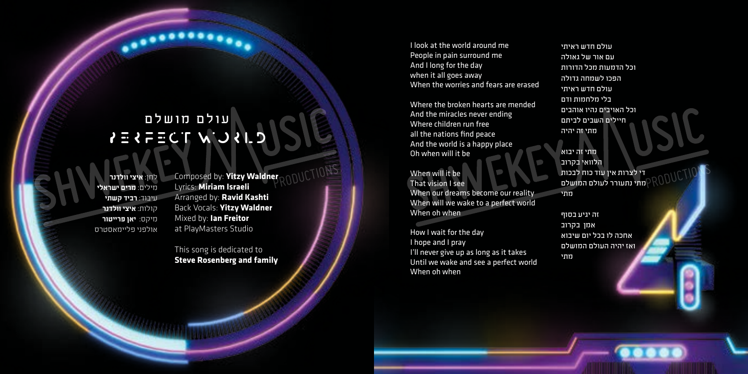# עולם מושלם
# PERFECT WORLD

לחן: **איצי וולדנר**
מילים: **מרים ישראלי**
עיבוד: **רביד קשתי**
קולות: **איצי וולדנר**
מיקס: **יאן פרייטור**
אולפני פליימאסטרס

Composed by: **Yitzy Waldner**
Lyrics: **Miriam Israeli**
Arranged by: **Ravid Kashti**
Back Vocals: **Yitzy Waldner**
Mixed by: **Ian Freitor**
at PlayMasters Studio

This song is dedicated to
**Steve Rosenberg and family**

I look at the world around me
People in pain surround me
And I long for the day
when it all goes away
When the worries and fears are erased

Where the broken hearts are mended
And the miracles never ending
Where children run free
all the nations find peace
And the world is a happy place
Oh when will it be

When will it be
That vision I see
When our dreams become our reality
When will we wake to a perfect world
When oh when

How I wait for the day
I hope and I pray
I'll never give up as long as it takes
Until we wake and see a perfect world
When oh when

עולם חדש ראיתי
עם אור של גאולה
וכל הדמעות מכל הדורות
הפכו לשמחה גדולה
עולם חדש ראיתי
בלי מלחמות ודם
וכל האויבים נהיו אוהבים
חיילים השבים לביתם
מתי זה יהיה

מתי זה יבוא
הלוואי בקרוב
די לצרות אין עוד כוח לבכות
מתי נתעורר לעולם המושלם
מתי

זה יגיע בסוף
אמן בקרוב
אחכה לו בכל יום שיבוא
ואז יהיה העולם המושלם
מתי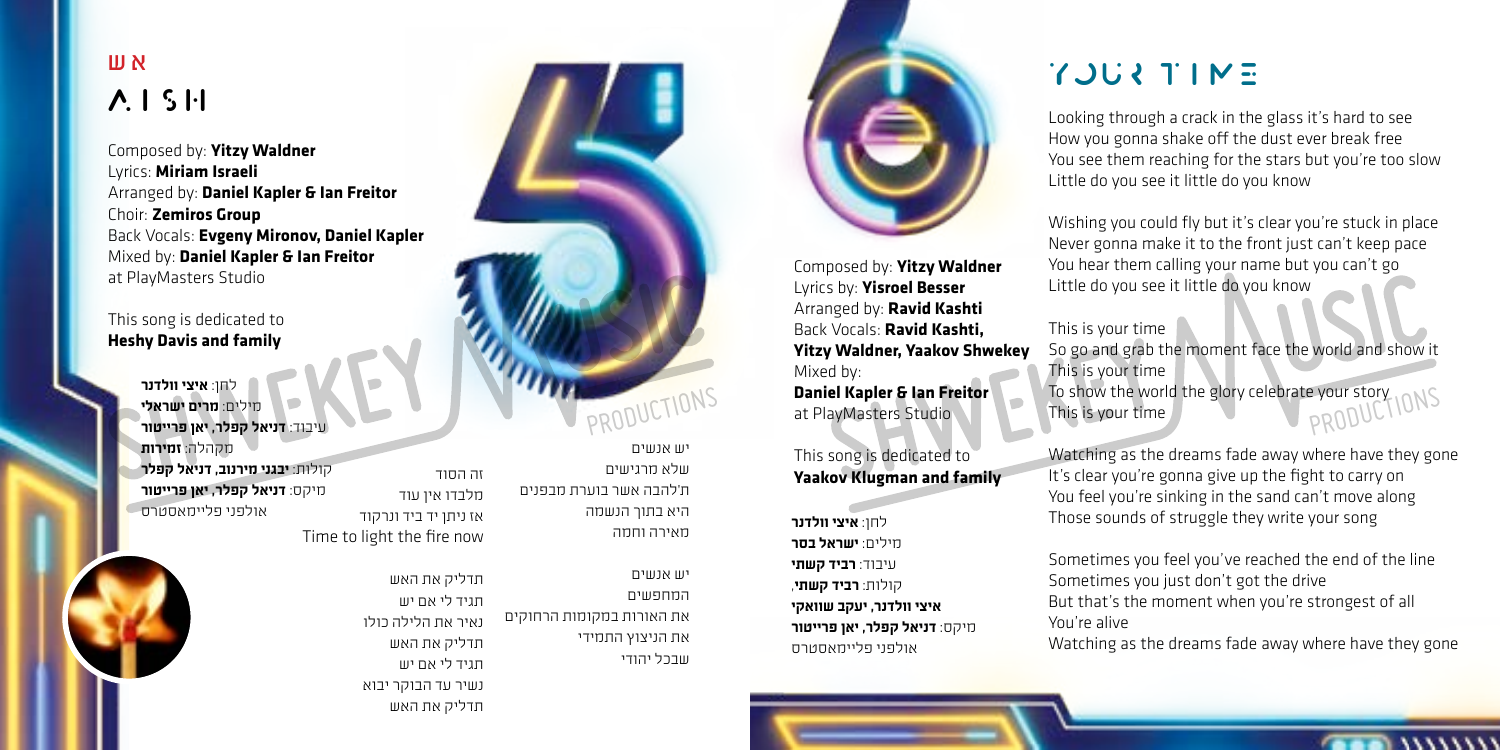## א ש

## A.I.S.H

Composed by: **Yitzy Waldner**
Lyrics: **Miriam Israeli**
Arranged by: **Daniel Kapler & Ian Freitor**
Choir: **Zemiros Group**
Back Vocals: **Evgeny Mironov, Daniel Kapler**
Mixed by: **Daniel Kapler & Ian Freitor**
at PlayMasters Studio

This song is dedicated to
**Heshy Davis and family**

לחן: **איצי וולדנר**
מילים: **מרים ישראלי**
עיבוד: **דניאל קפלר, יאן פרייטור**
מקהלה: **זמירות**
קולות: **יבגני מירנוב, דניאל קפלר**
מיקס: **דניאל קפלר, יאן פרייטור**
אולפני פליימאסטרס

יש אנשים
שלא מרגישים
ת'להבה אשר בוערת מבפנים
היא בתוך הנשמה
מאירה וחמה

יש אנשים
המחפשים
את האורות במקומות הרחוקים
את הניצוץ התמידי
שבכל יהודי

זה הסוד
מלבדו אין עוד
אז ניתן יד ביד ונרקוד
Time to light the fire now

תדליק את האש
תגיד לי אם יש
נאיר את הלילה כולו
תדליק את האש
תגיד לי אם יש
נשיר עד הבוקר יבוא
תדליק את האש

## YOUR TIME

Composed by: **Yitzy Waldner**
Lyrics by: **Yisroel Besser**
Arranged by: **Ravid Kashti**
Back Vocals: **Ravid Kashti, Yitzy Waldner, Yaakov Shwekey**
Mixed by:
**Daniel Kapler & Ian Freitor**
at PlayMasters Studio

This song is dedicated to
**Yaakov Klugman and family**

לחן: **איצי וולדנר**
מילים: **ישראל בסר**
עיבוד: **רביד קשתי**
קולות: **רביד קשתי**,
**איצי וולדנר, יעקב שוואקי**
מיקס: **דניאל קפלר, יאן פרייטור**
אולפני פליימאסטרס

Looking through a crack in the glass it's hard to see
How you gonna shake off the dust ever break free
You see them reaching for the stars but you're too slow
Little do you see it little do you know

Wishing you could fly but it's clear you're stuck in place
Never gonna make it to the front just can't keep pace
You hear them calling your name but you can't go
Little do you see it little do you know

This is your time
So go and grab the moment face the world and show it
This is your time
To show the world the glory celebrate your story
This is your time

Watching as the dreams fade away where have they gone
It's clear you're gonna give up the fight to carry on
You feel you're sinking in the sand can't move along
Those sounds of struggle they write your song

Sometimes you feel you've reached the end of the line
Sometimes you just don't got the drive
But that's the moment when you're strongest of all
You're alive
Watching as the dreams fade away where have they gone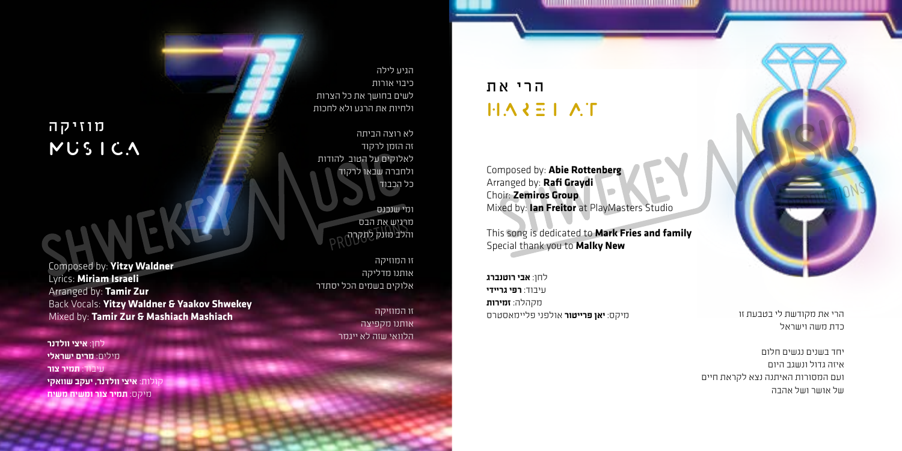# מוזיקה
# MUSICA

Composed by: **Yitzy Waldner**
Lyrics: **Miriam Israeli**
Arranged by: **Tamir Zur**
Back Vocals: **Yitzy Waldner & Yaakov Shwekey**
Mixed by: **Tamir Zur & Mashiach Mashiach**

לחן: **איצי וולדנר**
מילים: **מרים ישראלי**
עיבוד: **תמיר צור**
קולות: **איצי וולדנר, יעקב שוואקי**
מיקס: **תמיר צור ומשיח משיח**

הגיע לילה
כיבוי אורות
לשים בחושך את כל הצרות
ולחיות את הרגע ולא לחכות

לא רוצה הביתה
זה הזמן לרקוד
לאלוקים על הטוב להודות
ולחברה שבאו לרקוד
כל הכבוד

ומי שנכנס
מרגיש את הבס
והלב מזנק לתקרה

זו המוזיקה
אותנו מדליקה
אלוקים בשמים הכל יסתדר

זו המוזיקה
אותנו מקפיצה
הלוואי שזה לא ייגמר

# הרי את
# HAREI AT

Composed by: **Abie Rottenberg**
Arranged by: **Rafi Graydi**
Choir: **Zemiros Group**
Mixed by: **Ian Freitor** at PlayMasters Studio

This song is dedicated to **Mark Fries and family**
Special thank you to **Malky New**

לחן: **אבי רוטנברג**
עיבוד: **רפי גריידי**
מקהלה: **זמירות**
מיקס: **יאן פרייטור** אולפני פליימאסטרס

הרי את מקודשת לי בטבעת זו
כדת משה וישראל

יחד בשנים נגשים חלום
איזה גדול ונשגב היום
ועם המסורות האיתנה נצא לקראת חיים
של אושר ושל אהבה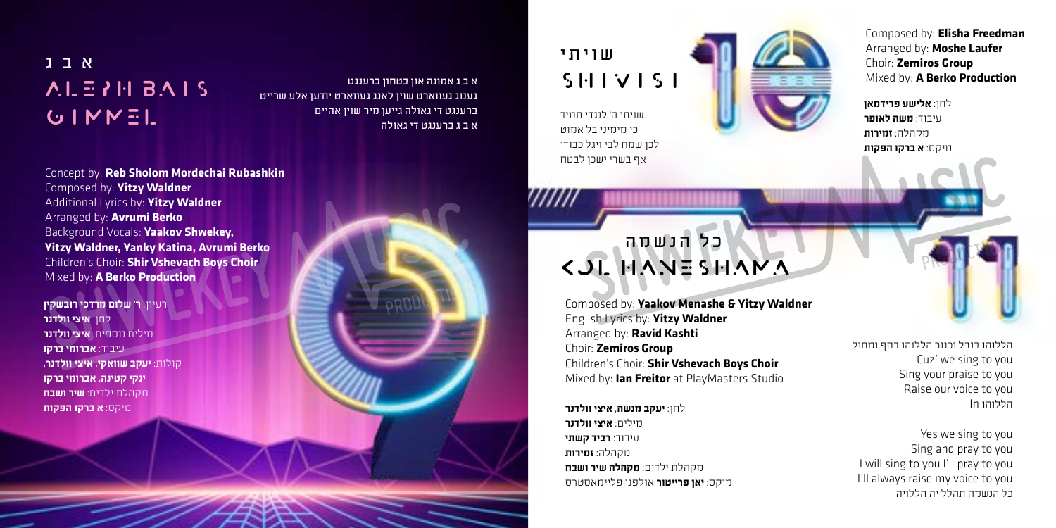# א ב ג
# ALEPH BAIS GIMMEL

א ב ג אמונה און בטחון ברענגט
גענוג געווארט שוין לאנג געווארט יודען אלע שרייט
ברענגט די גאולה גייען מיר שוין אהיים
א ב ג ברענגט די גאולה

Concept by: **Reb Sholom Mordechai Rubashkin**
Composed by: **Yitzy Waldner**
Additional Lyrics by: **Yitzy Waldner**
Arranged by: **Avrumi Berko**
Background Vocals: **Yaakov Shwekey, Yitzy Waldner, Yanky Katina, Avrumi Berko**
Children's Choir: **Shir Vshevach Boys Choir**
Mixed by: **A Berko Production**

רעיון: **ר' שלום מרדכי רובשקין**
לחן: **איצי וולדנר**
מילים נוספים: **איצי וולדנר**
עיבוד: **אברומי ברקו**
קולות: **יעקב שוואקי, איצי וולדנר, ינקי קטינה, אברומי ברקו**
מקהלת ילדים: **שיר ושבח**
מיקס: **א ברקו הפקות**

# שויתי
# SHIVISI

שויתי ה' לנגדי תמיד
כי מימיני בל אמוט
לכן שמח לבי ויגל כבודי
אף בשרי ישכן לבטח

Composed by: **Elisha Freedman**
Arranged by: **Moshe Laufer**
Choir: **Zemiros Group**
Mixed by: **A Berko Production**

לחן: **אלישע פרידמאן**
עיבוד: **משה לאופר**
מקהלה: **זמירות**
מיקס: **א ברקו הפקות**

# כל הנשמה
# KOL HANESHAMA

Composed by: **Yaakov Menashe & Yitzy Waldner**
English Lyrics by: **Yitzy Waldner**
Arranged by: **Ravid Kashti**
Choir: **Zemiros Group**
Children's Choir: **Shir Vshevach Boys Choir**
Mixed by: **Ian Freitor** at PlayMasters Studio

לחן: **יעקב מנשה**, **איצי וולדנר**
מילים: **איצי וולדנר**
עיבוד: **רביד קשתי**
מקהלה: **זמירות**
מקהלת ילדים: **מקהלה שיר ושבח**
מיקס: **יאן פרייטור** אולפני פליימאסטרס

הללוהו בנבל וכנור הללוהו בתף ומחול
Cuz' we sing to you
Sing your praise to you
Raise our voice to you
הללוהו In

Yes we sing to you
Sing and pray to you
I will sing to you I'll pray to you
I'll always raise my voice to you
כל הנשמה תהלל יה הללויה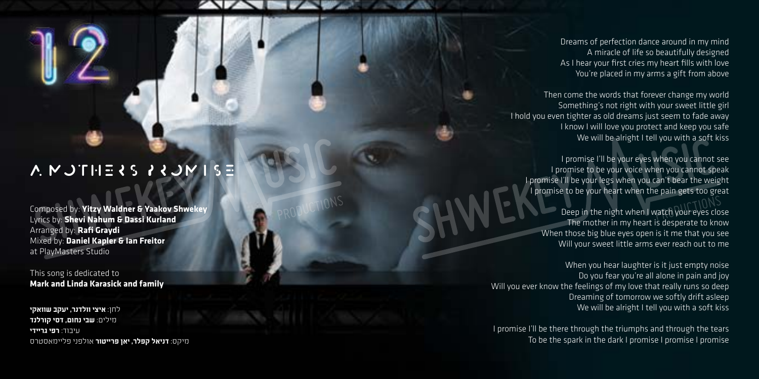12

# A MOTHER'S PROMISE

Composed by: **Yitzy Waldner & Yaakov Shwekey**
Lyrics by: **Shevi Nahum & Dassi Kurland**
Arranged by: **Rafi Graydi**
Mixed by: **Daniel Kapler & Ian Freitor**
at PlayMasters Studio

This song is dedicated to
**Mark and Linda Karasick and family**

לחן: **איצי וולדנר, יעקב שוואקי**
מילים: **שבי נחום, דסי קורלנד**
עיבוד: **רפי גריידי**
מיקס: **דניאל קפלר, יאן פרייטור** אולפני פליימאסטרס

Dreams of perfection dance around in my mind
A miracle of life so beautifully designed
As I hear your first cries my heart fills with love
You're placed in my arms a gift from above

Then come the words that forever change my world
Something's not right with your sweet little girl
I hold you even tighter as old dreams just seem to fade away
I know I will love you protect and keep you safe
We will be alright I tell you with a soft kiss

I promise I'll be your eyes when you cannot see
I promise to be your voice when you cannot speak
I promise I'll be your legs when you can't bear the weight
I promise to be your heart when the pain gets too great

Deep in the night when I watch your eyes close
The mother in my heart is desperate to know
When those big blue eyes open is it me that you see
Will your sweet little arms ever reach out to me

When you hear laughter is it just empty noise
Do you fear you're all alone in pain and joy
Will you ever know the feelings of my love that really runs so deep
Dreaming of tomorrow we softly drift asleep
We will be alright I tell you with a soft kiss

I promise I'll be there through the triumphs and through the tears
To be the spark in the dark I promise I promise I promise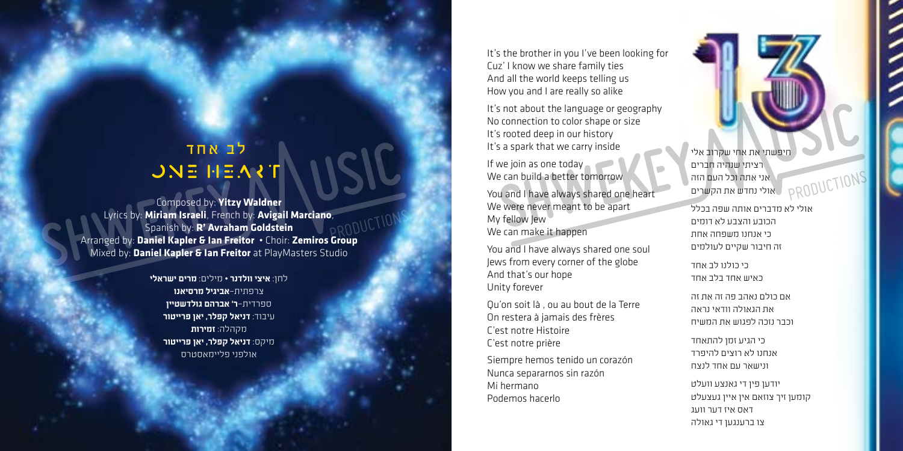# לב אחד
# ONE HEART

Composed by: **Yitzy Waldner**
Lyrics by: **Miriam Israeli**, French by: **Avigail Marciano**,
Spanish by: **R' Avraham Goldstein**
Arranged by: **Daniel Kapler & Ian Freitor** • Choir: **Zemiros Group**
Mixed by: **Daniel Kapler & Ian Freitor** at PlayMasters Studio

לחן: **איצי וולדנר** • מילים: **מרים ישראלי**
צרפתית–**אביגיל מרסיאנו**
ספרדית–**ר' אברהם גולדשטיין**
עיבוד: **דניאל קפלר**, **יאן פרייטור**
מקהלה: **זמירות**
מיקס: **דניאל קפלר**, **יאן פרייטור**
אולפני פליימאסטרס

It's the brother in you I've been looking for
Cuz' I know we share family ties
And all the world keeps telling us
How you and I are really so alike

It's not about the language or geography
No connection to color shape or size
It's rooted deep in our history
It's a spark that we carry inside

If we join as one today
We can build a better tomorrow

You and I have always shared one heart
We were never meant to be apart
My fellow Jew
We can make it happen

You and I have always shared one soul
Jews from every corner of the globe
And that's our hope
Unity forever

Qu'on soit là , ou au bout de la Terre
On restera à jamais des frères
C'est notre Histoire
C'est notre prière

Siempre hemos tenido un corazón
Nunca separarnos sin razón
Mi hermano
Podemos hacerlo

חיפשתי את אחי שקרוב אלי
רציתי שנהיה חברים
אני אתה וכל העם הזה
אולי נחדש את הקשרים

אולי לא מדברים אותה שפה בכלל
הכובע והצבע לא דומים
כי אנחנו משפחה אחת
זה חיבור שקיים לעולמים

כי כולנו לב אחד
כאיש אחד בלב אחד

אם כולם נאהב פה זה את זה
את הגאולה וודאי נראה
וכבר נזכה לפגוש את המשיח

כי הגיע זמן להתאחד
אנחנו לא רוצים להיפרד
ונישאר עם אחד לנצח

יודען פון די גאנצע וועלט
קומען זיך צוזאם אין איין געצעלט
דאס איז דער וועג
צו ברענגען די גאולה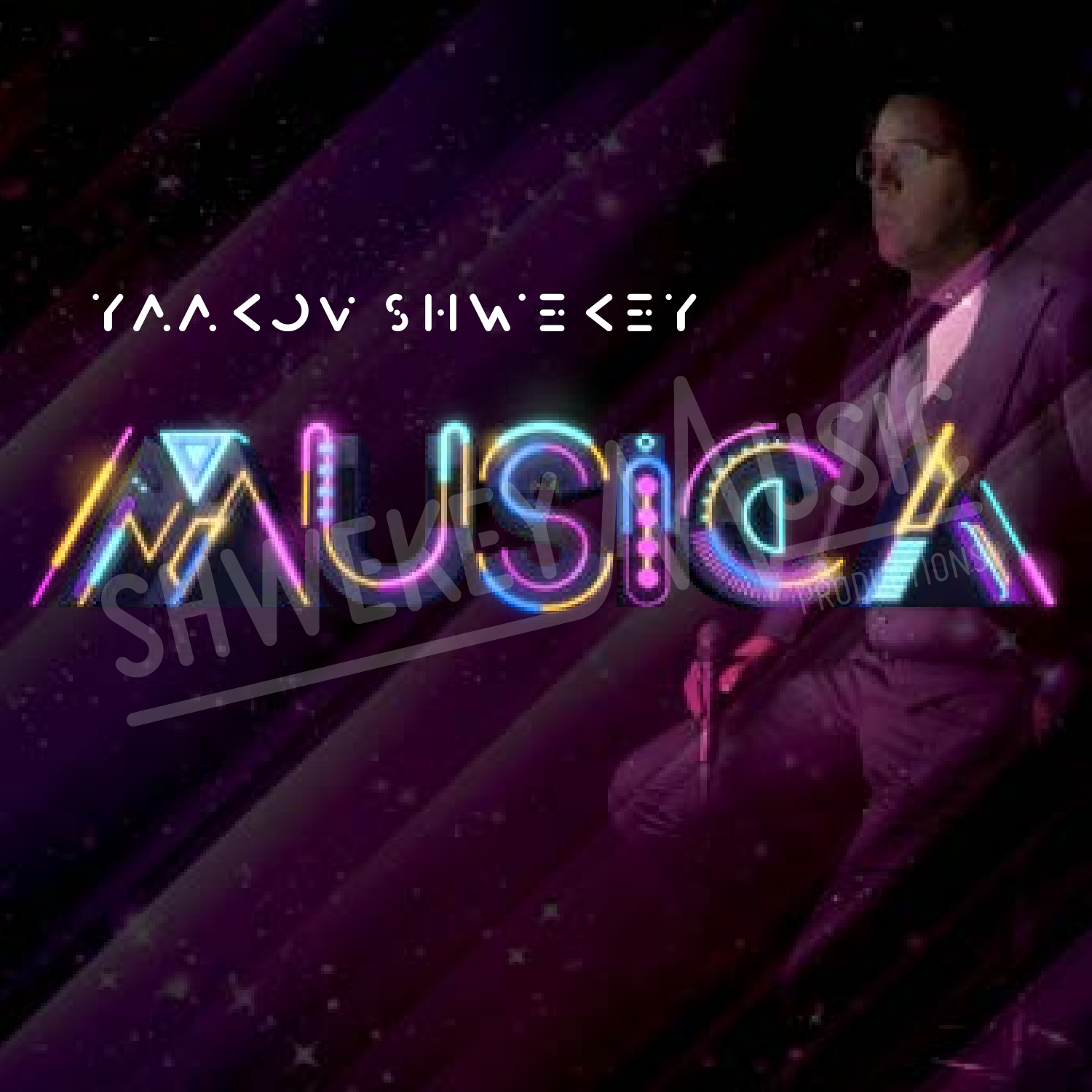YAAKOV SHWEKEY

MUSICA